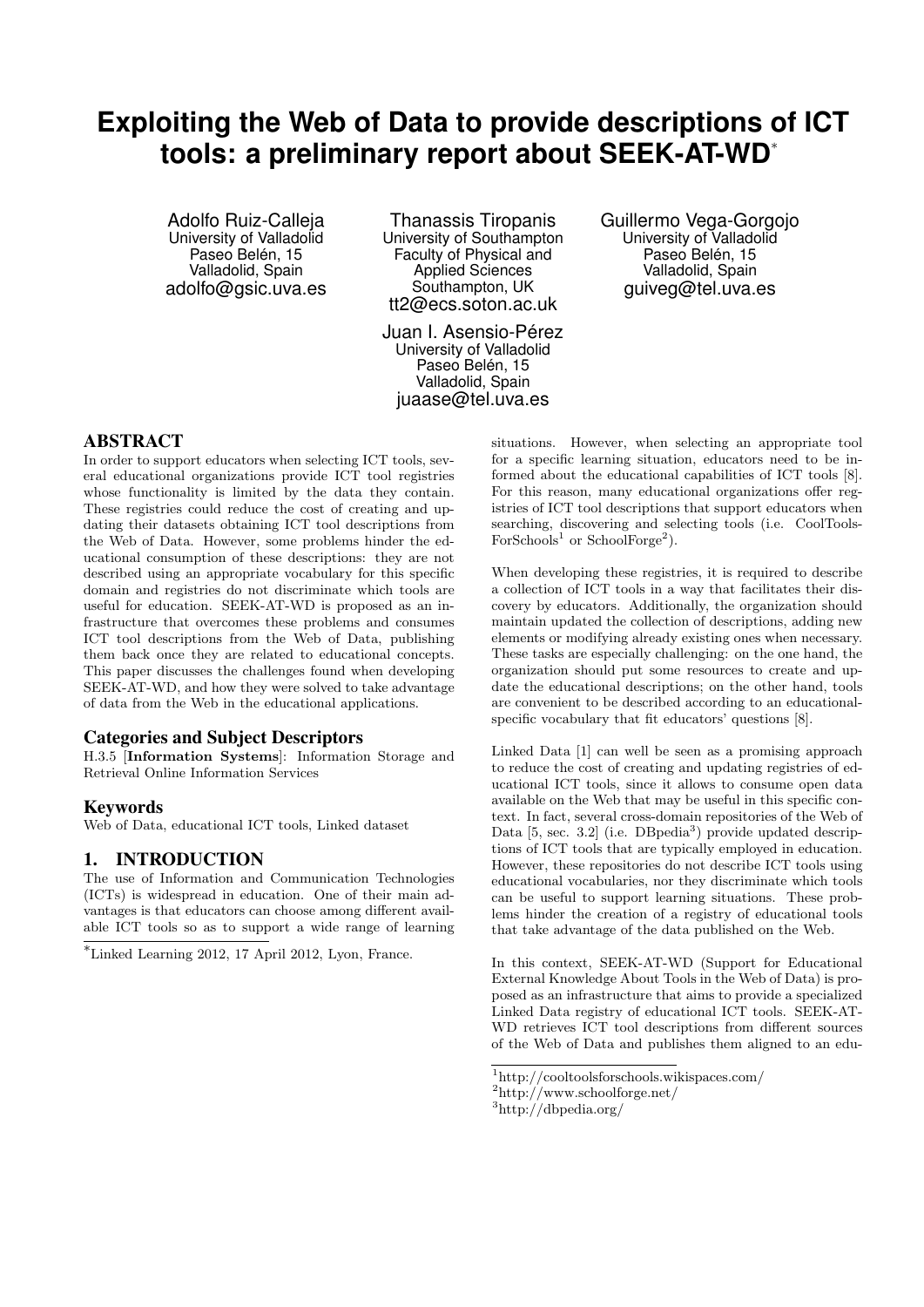# Exploiting the Web of Data to provide descriptions of ICT tools: a preliminary report about SEEK-AT-WD[*]

Adolfo Ruiz-Calleja
University of Valladolid
Paseo Belén, 15
Valladolid, Spain
adolfo@gsic.uva.es

Thanassis Tiropanis
University of Southampton
Faculty of Physical and Applied Sciences
Southampton, UK
tt2@ecs.soton.ac.uk

Guillermo Vega-Gorgojo
University of Valladolid
Paseo Belén, 15
Valladolid, Spain
guiveg@tel.uva.es

Juan I. Asensio-Pérez
University of Valladolid
Paseo Belén, 15
Valladolid, Spain
juaase@tel.uva.es

## ABSTRACT

In order to support educators when selecting ICT tools, several educational organizations provide ICT tool registries whose functionality is limited by the data they contain. These registries could reduce the cost of creating and updating their datasets obtaining ICT tool descriptions from the Web of Data. However, some problems hinder the educational consumption of these descriptions: they are not described using an appropriate vocabulary for this specific domain and registries do not discriminate which tools are useful for education. SEEK-AT-WD is proposed as an infrastructure that overcomes these problems and consumes ICT tool descriptions from the Web of Data, publishing them back once they are related to educational concepts. This paper discusses the challenges found when developing SEEK-AT-WD, and how they were solved to take advantage of data from the Web in the educational applications.

### Categories and Subject Descriptors

H.3.5 [**Information Systems**]: Information Storage and Retrieval Online Information Services

### Keywords

Web of Data, educational ICT tools, Linked dataset

## 1. INTRODUCTION

The use of Information and Communication Technologies (ICTs) is widespread in education. One of their main advantages is that educators can choose among different available ICT tools so as to support a wide range of learning situations. However, when selecting an appropriate tool for a specific learning situation, educators need to be informed about the educational capabilities of ICT tools [8]. For this reason, many educational organizations offer registries of ICT tool descriptions that support educators when searching, discovering and selecting tools (i.e. CoolToolsForSchools[1] or SchoolForge[2]).

When developing these registries, it is required to describe a collection of ICT tools in a way that facilitates their discovery by educators. Additionally, the organization should maintain updated the collection of descriptions, adding new elements or modifying already existing ones when necessary. These tasks are especially challenging: on the one hand, the organization should put some resources to create and update the educational descriptions; on the other hand, tools are convenient to be described according to an educational-specific vocabulary that fit educators' questions [8].

Linked Data [1] can well be seen as a promising approach to reduce the cost of creating and updating registries of educational ICT tools, since it allows to consume open data available on the Web that may be useful in this specific context. In fact, several cross-domain repositories of the Web of Data [5, sec. 3.2] (i.e. DBpedia[3]) provide updated descriptions of ICT tools that are typically employed in education. However, these repositories do not describe ICT tools using educational vocabularies, nor they discriminate which tools can be useful to support learning situations. These problems hinder the creation of a registry of educational tools that take advantage of the data published on the Web.

In this context, SEEK-AT-WD (Support for Educational External Knowledge About Tools in the Web of Data) is proposed as an infrastructure that aims to provide a specialized Linked Data registry of educational ICT tools. SEEK-AT-WD retrieves ICT tool descriptions from different sources of the Web of Data and publishes them aligned to an edu-

[*]Linked Learning 2012, 17 April 2012, Lyon, France.

[1]http://cooltoolsforschools.wikispaces.com/

[2]http://www.schoolforge.net/

[3]http://dbpedia.org/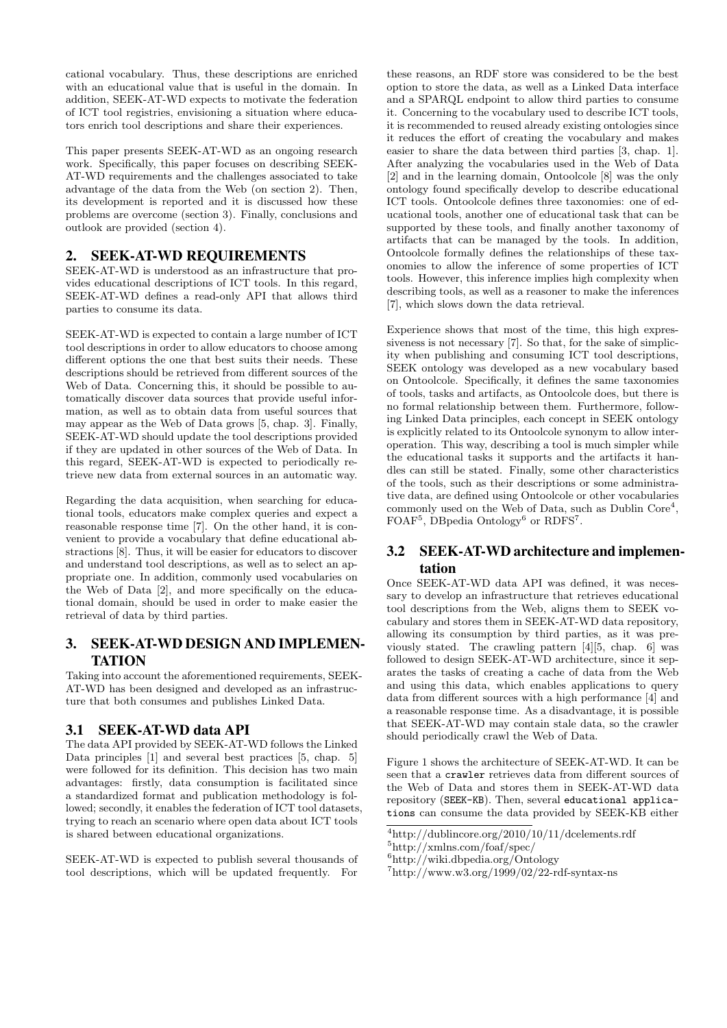cational vocabulary. Thus, these descriptions are enriched with an educational value that is useful in the domain. In addition, SEEK-AT-WD expects to motivate the federation of ICT tool registries, envisioning a situation where educators enrich tool descriptions and share their experiences.

This paper presents SEEK-AT-WD as an ongoing research work. Specifically, this paper focuses on describing SEEK-AT-WD requirements and the challenges associated to take advantage of the data from the Web (on section 2). Then, its development is reported and it is discussed how these problems are overcome (section 3). Finally, conclusions and outlook are provided (section 4).

## 2. SEEK-AT-WD REQUIREMENTS

SEEK-AT-WD is understood as an infrastructure that provides educational descriptions of ICT tools. In this regard, SEEK-AT-WD defines a read-only API that allows third parties to consume its data.

SEEK-AT-WD is expected to contain a large number of ICT tool descriptions in order to allow educators to choose among different options the one that best suits their needs. These descriptions should be retrieved from different sources of the Web of Data. Concerning this, it should be possible to automatically discover data sources that provide useful information, as well as to obtain data from useful sources that may appear as the Web of Data grows [5, chap. 3]. Finally, SEEK-AT-WD should update the tool descriptions provided if they are updated in other sources of the Web of Data. In this regard, SEEK-AT-WD is expected to periodically retrieve new data from external sources in an automatic way.

Regarding the data acquisition, when searching for educational tools, educators make complex queries and expect a reasonable response time [7]. On the other hand, it is convenient to provide a vocabulary that define educational abstractions [8]. Thus, it will be easier for educators to discover and understand tool descriptions, as well as to select an appropriate one. In addition, commonly used vocabularies on the Web of Data [2], and more specifically on the educational domain, should be used in order to make easier the retrieval of data by third parties.

## 3. SEEK-AT-WD DESIGN AND IMPLEMENTATION

Taking into account the aforementioned requirements, SEEK-AT-WD has been designed and developed as an infrastructure that both consumes and publishes Linked Data.

### 3.1 SEEK-AT-WD data API

The data API provided by SEEK-AT-WD follows the Linked Data principles [1] and several best practices [5, chap. 5] were followed for its definition. This decision has two main advantages: firstly, data consumption is facilitated since a standardized format and publication methodology is followed; secondly, it enables the federation of ICT tool datasets, trying to reach an scenario where open data about ICT tools is shared between educational organizations.

SEEK-AT-WD is expected to publish several thousands of tool descriptions, which will be updated frequently. For these reasons, an RDF store was considered to be the best option to store the data, as well as a Linked Data interface and a SPARQL endpoint to allow third parties to consume it. Concerning to the vocabulary used to describe ICT tools, it is recommended to reused already existing ontologies since it reduces the effort of creating the vocabulary and makes easier to share the data between third parties [3, chap. 1]. After analyzing the vocabularies used in the Web of Data [2] and in the learning domain, Ontoolcole [8] was the only ontology found specifically develop to describe educational ICT tools. Ontoolcole defines three taxonomies: one of educational tools, another one of educational task that can be supported by these tools, and finally another taxonomy of artifacts that can be managed by the tools. In addition, Ontoolcole formally defines the relationships of these taxonomies to allow the inference of some properties of ICT tools. However, this inference implies high complexity when describing tools, as well as a reasoner to make the inferences [7], which slows down the data retrieval.

Experience shows that most of the time, this high expressiveness is not necessary [7]. So that, for the sake of simplicity when publishing and consuming ICT tool descriptions, SEEK ontology was developed as a new vocabulary based on Ontoolcole. Specifically, it defines the same taxonomies of tools, tasks and artifacts, as Ontoolcole does, but there is no formal relationship between them. Furthermore, following Linked Data principles, each concept in SEEK ontology is explicitly related to its Ontoolcole synonym to allow interoperation. This way, describing a tool is much simpler while the educational tasks it supports and the artifacts it handles can still be stated. Finally, some other characteristics of the tools, such as their descriptions or some administrative data, are defined using Ontoolcole or other vocabularies commonly used on the Web of Data, such as Dublin Core[4], FOAF[5], DBpedia Ontology[6] or RDFS[7].

### 3.2 SEEK-AT-WD architecture and implementation

Once SEEK-AT-WD data API was defined, it was necessary to develop an infrastructure that retrieves educational tool descriptions from the Web, aligns them to SEEK vocabulary and stores them in SEEK-AT-WD data repository, allowing its consumption by third parties, as it was previously stated. The crawling pattern [4][5, chap. 6] was followed to design SEEK-AT-WD architecture, since it separates the tasks of creating a cache of data from the Web and using this data, which enables applications to query data from different sources with a high performance [4] and a reasonable response time. As a disadvantage, it is possible that SEEK-AT-WD may contain stale data, so the crawler should periodically crawl the Web of Data.

Figure 1 shows the architecture of SEEK-AT-WD. It can be seen that a `crawler` retrieves data from different sources of the Web of Data and stores them in SEEK-AT-WD data repository (`SEEK-KB`). Then, several `educational applications` can consume the data provided by SEEK-KB either

[4]http://dublincore.org/2010/10/11/dcelements.rdf

[5]http://xmlns.com/foaf/spec/

[6]http://wiki.dbpedia.org/Ontology

[7]http://www.w3.org/1999/02/22-rdf-syntax-ns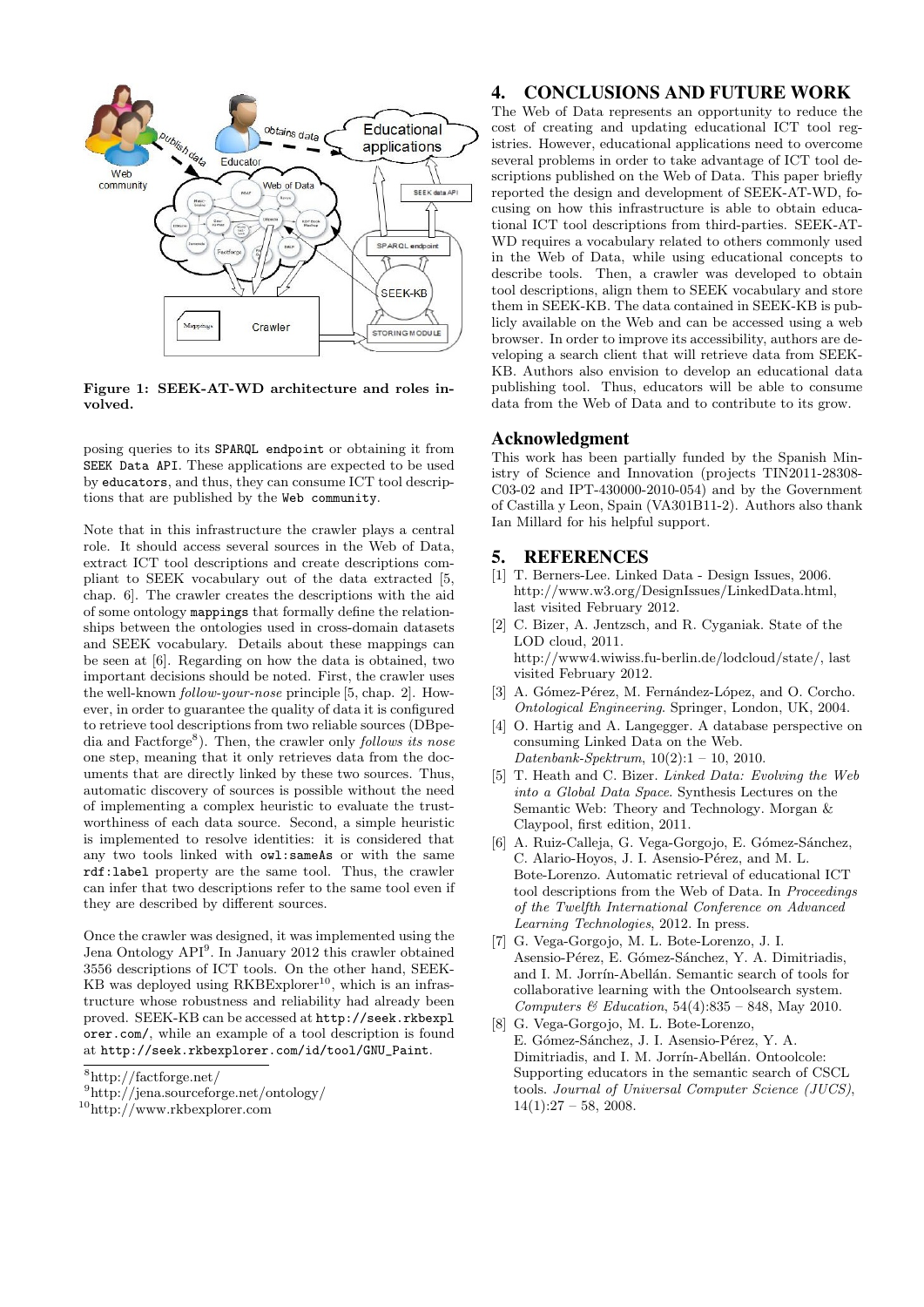Figure 1: SEEK-AT-WD architecture and roles involved.

posing queries to its SPARQL endpoint or obtaining it from SEEK Data API. These applications are expected to be used by educators, and thus, they can consume ICT tool descriptions that are published by the Web community.

Note that in this infrastructure the crawler plays a central role. It should access several sources in the Web of Data, extract ICT tool descriptions and create descriptions compliant to SEEK vocabulary out of the data extracted [5, chap. 6]. The crawler creates the descriptions with the aid of some ontology mappings that formally define the relationships between the ontologies used in cross-domain datasets and SEEK vocabulary. Details about these mappings can be seen at [6]. Regarding on how the data is obtained, two important decisions should be noted. First, the crawler uses the well-known *follow-your-nose* principle [5, chap. 2]. However, in order to guarantee the quality of data it is configured to retrieve tool descriptions from two reliable sources (DBpedia and Factforge[8]). Then, the crawler only *follows its nose* one step, meaning that it only retrieves data from the documents that are directly linked by these two sources. Thus, automatic discovery of sources is possible without the need of implementing a complex heuristic to evaluate the trustworthiness of each data source. Second, a simple heuristic is implemented to resolve identities: it is considered that any two tools linked with owl:sameAs or with the same rdf:label property are the same tool. Thus, the crawler can infer that two descriptions refer to the same tool even if they are described by different sources.

Once the crawler was designed, it was implemented using the Jena Ontology API[9]. In January 2012 this crawler obtained 3556 descriptions of ICT tools. On the other hand, SEEK-KB was deployed using RKBExplorer[10], which is an infrastructure whose robustness and reliability had already been proved. SEEK-KB can be accessed at http://seek.rkbexplorer.com/, while an example of a tool description is found at http://seek.rkbexplorer.com/id/tool/GNU_Paint.

[8]http://factforge.net/

[9]http://jena.sourceforge.net/ontology/

[10]http://www.rkbexplorer.com

# 4. CONCLUSIONS AND FUTURE WORK

The Web of Data represents an opportunity to reduce the cost of creating and updating educational ICT tool registries. However, educational applications need to overcome several problems in order to take advantage of ICT tool descriptions published on the Web of Data. This paper briefly reported the design and development of SEEK-AT-WD, focusing on how this infrastructure is able to obtain educational ICT tool descriptions from third-parties. SEEK-AT-WD requires a vocabulary related to others commonly used in the Web of Data, while using educational concepts to describe tools. Then, a crawler was developed to obtain tool descriptions, align them to SEEK vocabulary and store them in SEEK-KB. The data contained in SEEK-KB is publicly available on the Web and can be accessed using a web browser. In order to improve its accessibility, authors are developing a search client that will retrieve data from SEEK-KB. Authors also envision to develop an educational data publishing tool. Thus, educators will be able to consume data from the Web of Data and to contribute to its grow.

## Acknowledgment

This work has been partially funded by the Spanish Ministry of Science and Innovation (projects TIN2011-28308-C03-02 and IPT-430000-2010-054) and by the Government of Castilla y Leon, Spain (VA301B11-2). Authors also thank Ian Millard for his helpful support.

# 5. REFERENCES

[1] T. Berners-Lee. Linked Data - Design Issues, 2006. http://www.w3.org/DesignIssues/LinkedData.html, last visited February 2012.

[2] C. Bizer, A. Jentzsch, and R. Cyganiak. State of the LOD cloud, 2011. http://www4.wiwiss.fu-berlin.de/lodcloud/state/, last visited February 2012.

[3] A. Gómez-Pérez, M. Fernández-López, and O. Corcho. *Ontological Engineering*. Springer, London, UK, 2004.

[4] O. Hartig and A. Langegger. A database perspective on consuming Linked Data on the Web. *Datenbank-Spektrum*, 10(2):1 – 10, 2010.

[5] T. Heath and C. Bizer. *Linked Data: Evolving the Web into a Global Data Space*. Synthesis Lectures on the Semantic Web: Theory and Technology. Morgan & Claypool, first edition, 2011.

[6] A. Ruiz-Calleja, G. Vega-Gorgojo, E. Gómez-Sánchez, C. Alario-Hoyos, J. I. Asensio-Pérez, and M. L. Bote-Lorenzo. Automatic retrieval of educational ICT tool descriptions from the Web of Data. In *Proceedings of the Twelfth International Conference on Advanced Learning Technologies*, 2012. In press.

[7] G. Vega-Gorgojo, M. L. Bote-Lorenzo, J. I. Asensio-Pérez, E. Gómez-Sánchez, Y. A. Dimitriadis, and I. M. Jorrín-Abellán. Semantic search of tools for collaborative learning with the Ontoolsearch system. *Computers & Education*, 54(4):835 – 848, May 2010.

[8] G. Vega-Gorgojo, M. L. Bote-Lorenzo, E. Gómez-Sánchez, J. I. Asensio-Pérez, Y. A. Dimitriadis, and I. M. Jorrín-Abellán. Ontoolcole: Supporting educators in the semantic search of CSCL tools. *Journal of Universal Computer Science (JUCS)*, 14(1):27 – 58, 2008.